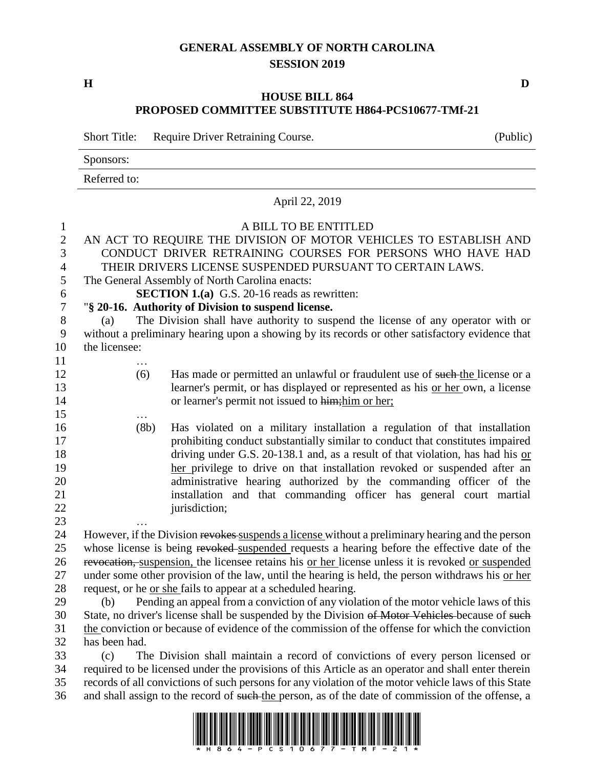# GENERAL ASSEMBLY OF NORTH CAROLINA
## SESSION 2019

**H** **D**

## HOUSE BILL 864
## PROPOSED COMMITTEE SUBSTITUTE H864-PCS10677-TMf-21

Short Title: Require Driver Retraining Course. (Public)

Sponsors:

Referred to:

April 22, 2019

A BILL TO BE ENTITLED

AN ACT TO REQUIRE THE DIVISION OF MOTOR VEHICLES TO ESTABLISH AND CONDUCT DRIVER RETRAINING COURSES FOR PERSONS WHO HAVE HAD THEIR DRIVERS LICENSE SUSPENDED PURSUANT TO CERTAIN LAWS.

The General Assembly of North Carolina enacts:

**SECTION 1.(a)** G.S. 20-16 reads as rewritten:

"**§ 20-16. Authority of Division to suspend license.**

(a) The Division shall have authority to suspend the license of any operator with or without a preliminary hearing upon a showing by its records or other satisfactory evidence that the licensee:

…

(6) Has made or permitted an unlawful or fraudulent use of ~~such~~ the license or a learner's permit, or has displayed or represented as his or her own, a license or learner's permit not issued to ~~him;~~him or her;

…

(8b) Has violated on a military installation a regulation of that installation prohibiting conduct substantially similar to conduct that constitutes impaired driving under G.S. 20-138.1 and, as a result of that violation, has had his or her privilege to drive on that installation revoked or suspended after an administrative hearing authorized by the commanding officer of the installation and that commanding officer has general court martial jurisdiction;

…

However, if the Division ~~revokes~~ suspends a license without a preliminary hearing and the person whose license is being ~~revoked~~ suspended requests a hearing before the effective date of the ~~revocation,~~ suspension, the licensee retains his or her license unless it is revoked or suspended under some other provision of the law, until the hearing is held, the person withdraws his or her request, or he or she fails to appear at a scheduled hearing.

(b) Pending an appeal from a conviction of any violation of the motor vehicle laws of this State, no driver's license shall be suspended by the Division ~~of Motor Vehicles~~ because of ~~such~~ the conviction or because of evidence of the commission of the offense for which the conviction has been had.

(c) The Division shall maintain a record of convictions of every person licensed or required to be licensed under the provisions of this Article as an operator and shall enter therein records of all convictions of such persons for any violation of the motor vehicle laws of this State and shall assign to the record of ~~such~~ the person, as of the date of commission of the offense, a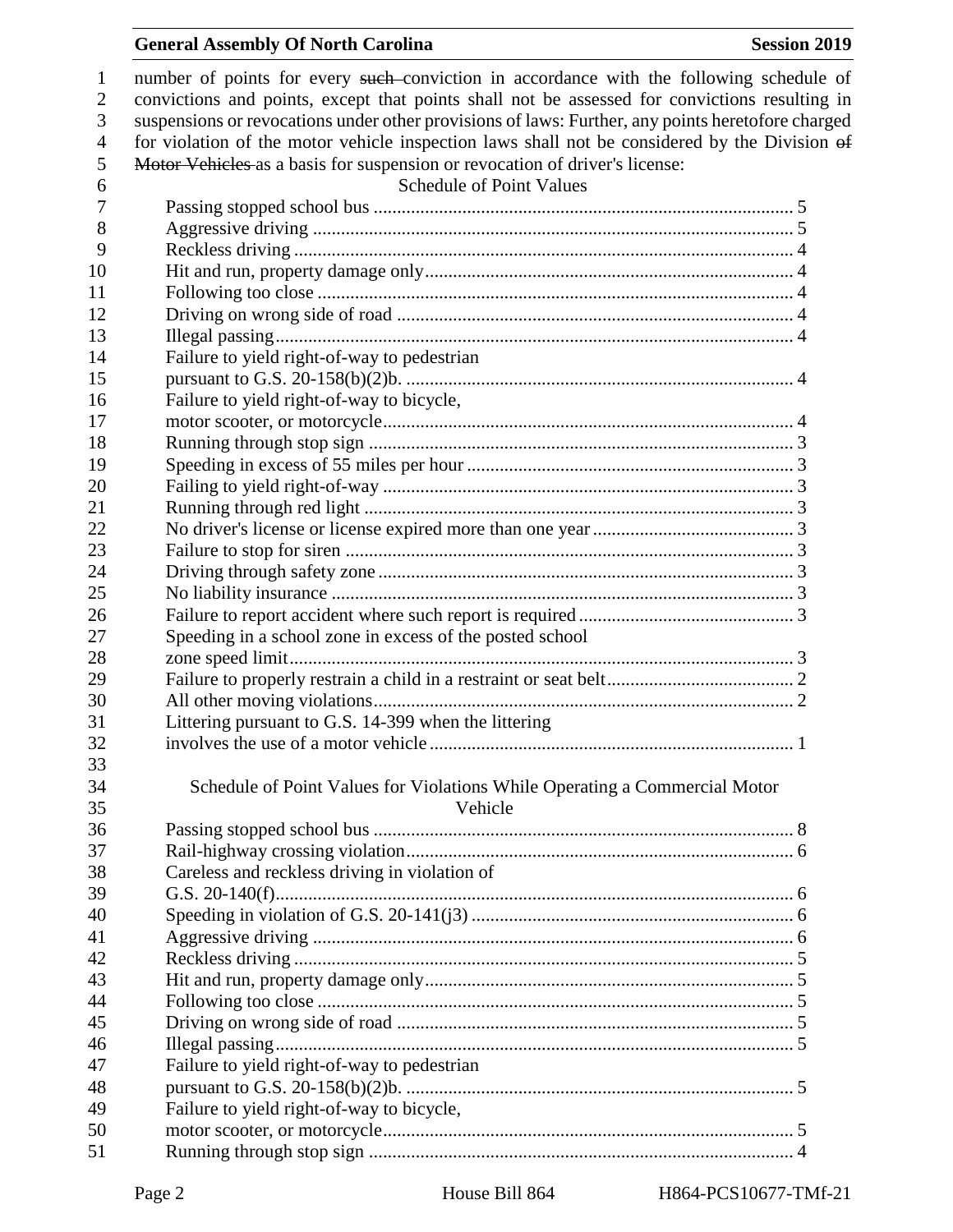number of points for every ~~such~~ conviction in accordance with the following schedule of convictions and points, except that points shall not be assessed for convictions resulting in suspensions or revocations under other provisions of laws: Further, any points heretofore charged for violation of the motor vehicle inspection laws shall not be considered by the Division ~~of Motor Vehicles~~ as a basis for suspension or revocation of driver's license:

Schedule of Point Values

| Violation | Points |
|---|---|
| Passing stopped school bus | 5 |
| Aggressive driving | 5 |
| Reckless driving | 4 |
| Hit and run, property damage only | 4 |
| Following too close | 4 |
| Driving on wrong side of road | 4 |
| Illegal passing | 4 |
| Failure to yield right-of-way to pedestrian pursuant to G.S. 20-158(b)(2)b. | 4 |
| Failure to yield right-of-way to bicycle, motor scooter, or motorcycle | 4 |
| Running through stop sign | 3 |
| Speeding in excess of 55 miles per hour | 3 |
| Failing to yield right-of-way | 3 |
| Running through red light | 3 |
| No driver's license or license expired more than one year | 3 |
| Failure to stop for siren | 3 |
| Driving through safety zone | 3 |
| No liability insurance | 3 |
| Failure to report accident where such report is required | 3 |
| Speeding in a school zone in excess of the posted school zone speed limit | 3 |
| Failure to properly restrain a child in a restraint or seat belt | 2 |
| All other moving violations | 2 |
| Littering pursuant to G.S. 14-399 when the littering involves the use of a motor vehicle | 1 |

Schedule of Point Values for Violations While Operating a Commercial Motor Vehicle

| Violation | Points |
|---|---|
| Passing stopped school bus | 8 |
| Rail-highway crossing violation | 6 |
| Careless and reckless driving in violation of G.S. 20-140(f) | 6 |
| Speeding in violation of G.S. 20-141(j3) | 6 |
| Aggressive driving | 6 |
| Reckless driving | 5 |
| Hit and run, property damage only | 5 |
| Following too close | 5 |
| Driving on wrong side of road | 5 |
| Illegal passing | 5 |
| Failure to yield right-of-way to pedestrian pursuant to G.S. 20-158(b)(2)b. | 5 |
| Failure to yield right-of-way to bicycle, motor scooter, or motorcycle | 5 |
| Running through stop sign | 4 |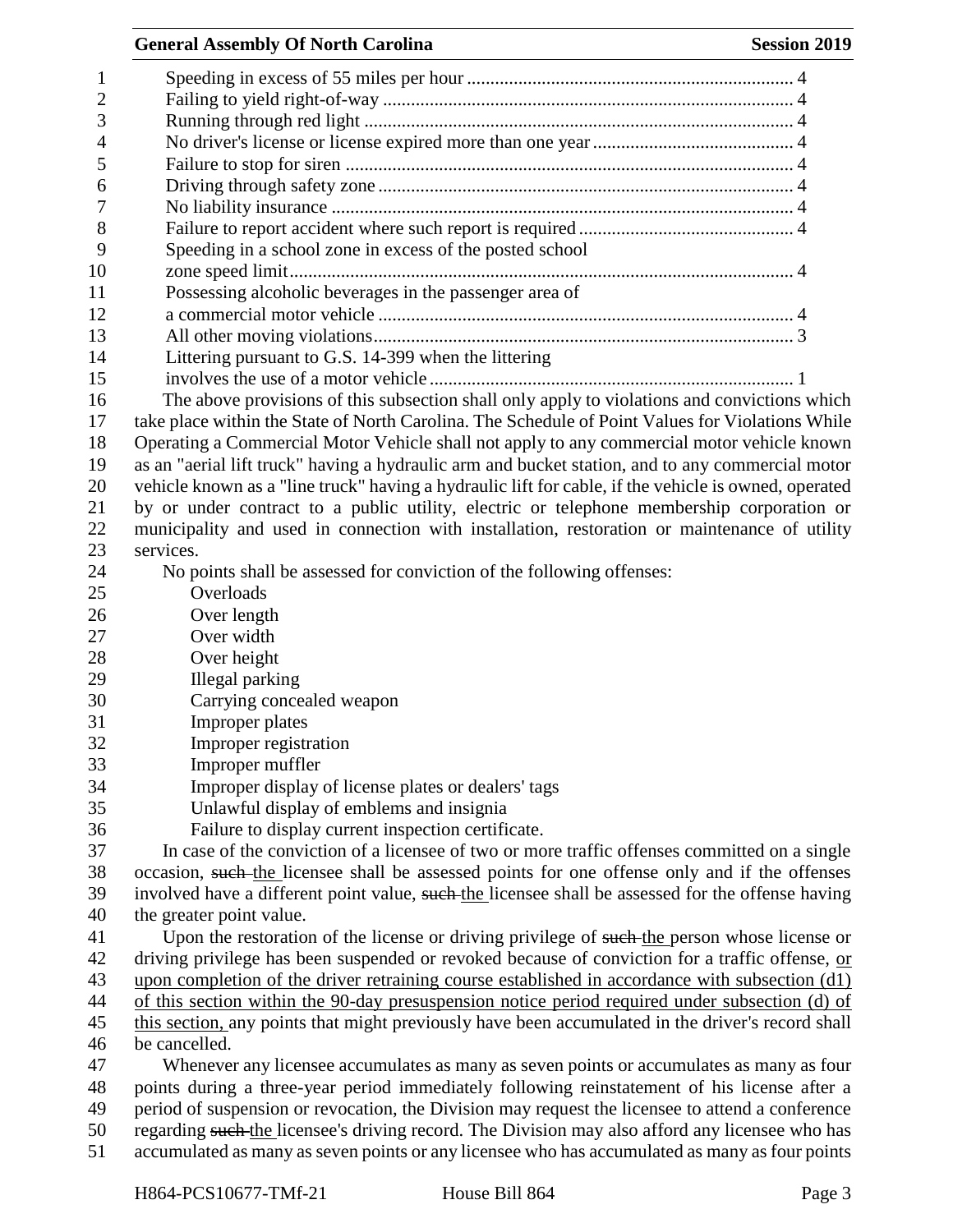| Violation | Points |
|---|---|
| Speeding in excess of 55 miles per hour | 4 |
| Failing to yield right-of-way | 4 |
| Running through red light | 4 |
| No driver's license or license expired more than one year | 4 |
| Failure to stop for siren | 4 |
| Driving through safety zone | 4 |
| No liability insurance | 4 |
| Failure to report accident where such report is required | 4 |
| Speeding in a school zone in excess of the posted school zone speed limit | 4 |
| Possessing alcoholic beverages in the passenger area of a commercial motor vehicle | 4 |
| All other moving violations | 3 |
| Littering pursuant to G.S. 14-399 when the littering involves the use of a motor vehicle | 1 |

The above provisions of this subsection shall only apply to violations and convictions which take place within the State of North Carolina. The Schedule of Point Values for Violations While Operating a Commercial Motor Vehicle shall not apply to any commercial motor vehicle known as an "aerial lift truck" having a hydraulic arm and bucket station, and to any commercial motor vehicle known as a "line truck" having a hydraulic lift for cable, if the vehicle is owned, operated by or under contract to a public utility, electric or telephone membership corporation or municipality and used in connection with installation, restoration or maintenance of utility services.

No points shall be assessed for conviction of the following offenses:

- Overloads
- Over length
- Over width
- Over height
- Illegal parking
- Carrying concealed weapon
- Improper plates
- Improper registration
- Improper muffler
- Improper display of license plates or dealers' tags
- Unlawful display of emblems and insignia
- Failure to display current inspection certificate.

In case of the conviction of a licensee of two or more traffic offenses committed on a single occasion, ~~such~~ <u>the</u> licensee shall be assessed points for one offense only and if the offenses involved have a different point value, ~~such~~ <u>the</u> licensee shall be assessed for the offense having the greater point value.

Upon the restoration of the license or driving privilege of ~~such~~ <u>the</u> person whose license or driving privilege has been suspended or revoked because of conviction for a traffic offense, <u>or upon completion of the driver retraining course established in accordance with subsection (d1) of this section within the 90-day presuspension notice period required under subsection (d) of this section,</u> any points that might previously have been accumulated in the driver's record shall be cancelled.

Whenever any licensee accumulates as many as seven points or accumulates as many as four points during a three-year period immediately following reinstatement of his license after a period of suspension or revocation, the Division may request the licensee to attend a conference regarding ~~such~~ <u>the</u> licensee's driving record. The Division may also afford any licensee who has accumulated as many as seven points or any licensee who has accumulated as many as four points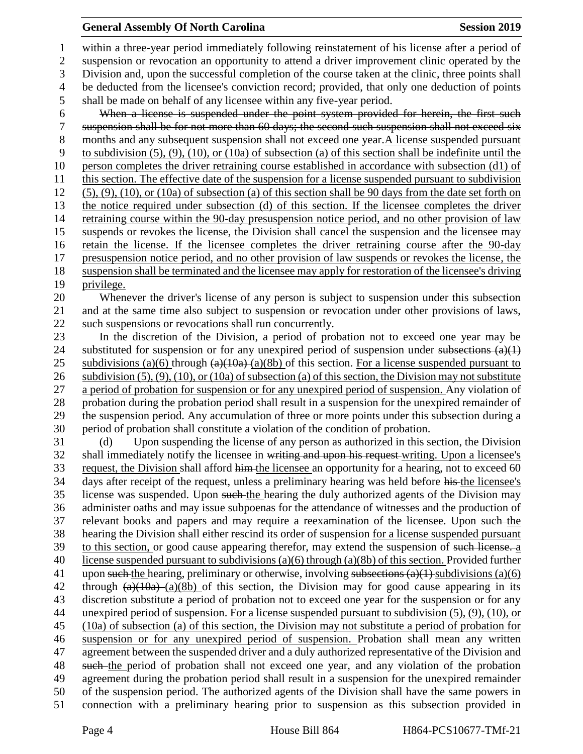within a three-year period immediately following reinstatement of his license after a period of suspension or revocation an opportunity to attend a driver improvement clinic operated by the Division and, upon the successful completion of the course taken at the clinic, three points shall be deducted from the licensee's conviction record; provided, that only one deduction of points shall be made on behalf of any licensee within any five-year period.

~~When a license is suspended under the point system provided for herein, the first such suspension shall be for not more than 60 days; the second such suspension shall not exceed six months and any subsequent suspension shall not exceed one year.~~A license suspended pursuant to subdivision (5), (9), (10), or (10a) of subsection (a) of this section shall be indefinite until the person completes the driver retraining course established in accordance with subsection (d1) of this section. The effective date of the suspension for a license suspended pursuant to subdivision (5), (9), (10), or (10a) of subsection (a) of this section shall be 90 days from the date set forth on the notice required under subsection (d) of this section. If the licensee completes the driver retraining course within the 90-day presuspension notice period, and no other provision of law suspends or revokes the license, the Division shall cancel the suspension and the licensee may retain the license. If the licensee completes the driver retraining course after the 90-day presuspension notice period, and no other provision of law suspends or revokes the license, the suspension shall be terminated and the licensee may apply for restoration of the licensee's driving privilege.

Whenever the driver's license of any person is subject to suspension under this subsection and at the same time also subject to suspension or revocation under other provisions of laws, such suspensions or revocations shall run concurrently.

In the discretion of the Division, a period of probation not to exceed one year may be substituted for suspension or for any unexpired period of suspension under ~~subsections (a)(1)~~ subdivisions (a)(6) through ~~(a)(10a)~~ (a)(8b) of this section. For a license suspended pursuant to subdivision (5), (9), (10), or (10a) of subsection (a) of this section, the Division may not substitute a period of probation for suspension or for any unexpired period of suspension. Any violation of probation during the probation period shall result in a suspension for the unexpired remainder of the suspension period. Any accumulation of three or more points under this subsection during a period of probation shall constitute a violation of the condition of probation.

(d) Upon suspending the license of any person as authorized in this section, the Division shall immediately notify the licensee in ~~writing and upon his request~~ writing. Upon a licensee's request, the Division shall afford ~~him~~ the licensee an opportunity for a hearing, not to exceed 60 days after receipt of the request, unless a preliminary hearing was held before ~~his~~ the licensee's license was suspended. Upon ~~such~~ the hearing the duly authorized agents of the Division may administer oaths and may issue subpoenas for the attendance of witnesses and the production of relevant books and papers and may require a reexamination of the licensee. Upon ~~such~~ the hearing the Division shall either rescind its order of suspension for a license suspended pursuant to this section, or good cause appearing therefor, may extend the suspension of ~~such license.~~ a license suspended pursuant to subdivisions (a)(6) through (a)(8b) of this section. Provided further upon ~~such~~ the hearing, preliminary or otherwise, involving ~~subsections (a)(1)~~ subdivisions (a)(6) through ~~(a)(10a)~~ (a)(8b) of this section, the Division may for good cause appearing in its discretion substitute a period of probation not to exceed one year for the suspension or for any unexpired period of suspension. For a license suspended pursuant to subdivision (5), (9), (10), or (10a) of subsection (a) of this section, the Division may not substitute a period of probation for suspension or for any unexpired period of suspension. Probation shall mean any written agreement between the suspended driver and a duly authorized representative of the Division and ~~such~~ the period of probation shall not exceed one year, and any violation of the probation agreement during the probation period shall result in a suspension for the unexpired remainder of the suspension period. The authorized agents of the Division shall have the same powers in connection with a preliminary hearing prior to suspension as this subsection provided in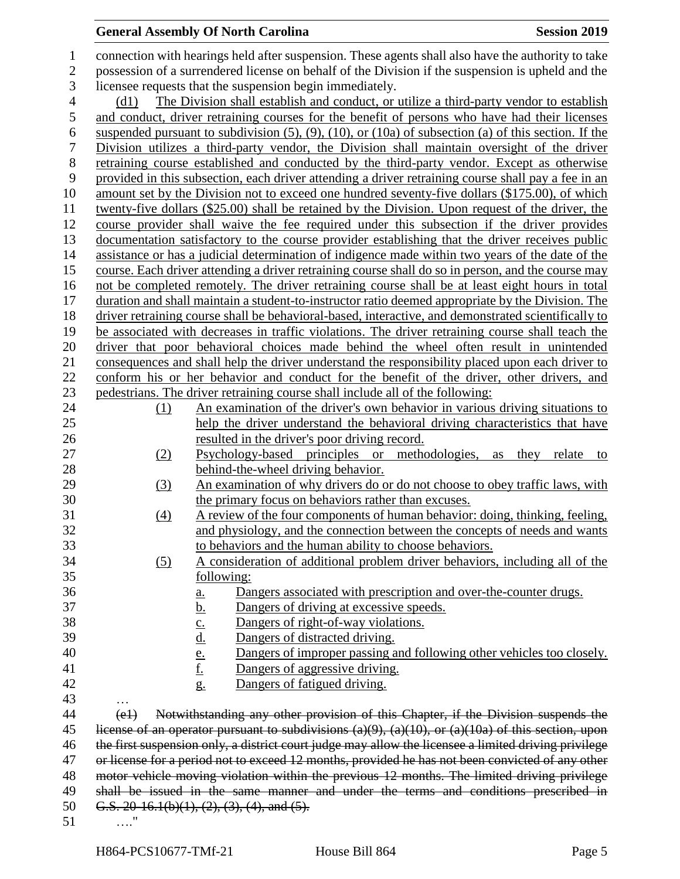connection with hearings held after suspension. These agents shall also have the authority to take possession of a surrendered license on behalf of the Division if the suspension is upheld and the licensee requests that the suspension begin immediately.

(d1) The Division shall establish and conduct, or utilize a third-party vendor to establish and conduct, driver retraining courses for the benefit of persons who have had their licenses suspended pursuant to subdivision (5), (9), (10), or (10a) of subsection (a) of this section. If the Division utilizes a third-party vendor, the Division shall maintain oversight of the driver retraining course established and conducted by the third-party vendor. Except as otherwise provided in this subsection, each driver attending a driver retraining course shall pay a fee in an amount set by the Division not to exceed one hundred seventy-five dollars ($175.00), of which twenty-five dollars ($25.00) shall be retained by the Division. Upon request of the driver, the course provider shall waive the fee required under this subsection if the driver provides documentation satisfactory to the course provider establishing that the driver receives public assistance or has a judicial determination of indigence made within two years of the date of the course. Each driver attending a driver retraining course shall do so in person, and the course may not be completed remotely. The driver retraining course shall be at least eight hours in total duration and shall maintain a student-to-instructor ratio deemed appropriate by the Division. The driver retraining course shall be behavioral-based, interactive, and demonstrated scientifically to be associated with decreases in traffic violations. The driver retraining course shall teach the driver that poor behavioral choices made behind the wheel often result in unintended consequences and shall help the driver understand the responsibility placed upon each driver to conform his or her behavior and conduct for the benefit of the driver, other drivers, and pedestrians. The driver retraining course shall include all of the following:

(1) An examination of the driver's own behavior in various driving situations to help the driver understand the behavioral driving characteristics that have resulted in the driver's poor driving record.

(2) Psychology-based principles or methodologies, as they relate to behind-the-wheel driving behavior.

(3) An examination of why drivers do or do not choose to obey traffic laws, with the primary focus on behaviors rather than excuses.

(4) A review of the four components of human behavior: doing, thinking, feeling, and physiology, and the connection between the concepts of needs and wants to behaviors and the human ability to choose behaviors.

(5) A consideration of additional problem driver behaviors, including all of the following:

a. Dangers associated with prescription and over-the-counter drugs.

b. Dangers of driving at excessive speeds.

c. Dangers of right-of-way violations.

d. Dangers of distracted driving.

e. Dangers of improper passing and following other vehicles too closely.

f. Dangers of aggressive driving.

g. Dangers of fatigued driving.

…

~~(e1) Notwithstanding any other provision of this Chapter, if the Division suspends the license of an operator pursuant to subdivisions (a)(9), (a)(10), or (a)(10a) of this section, upon the first suspension only, a district court judge may allow the licensee a limited driving privilege or license for a period not to exceed 12 months, provided he has not been convicted of any other motor vehicle moving violation within the previous 12 months. The limited driving privilege shall be issued in the same manner and under the terms and conditions prescribed in G.S. 20-16.1(b)(1), (2), (3), (4), and (5).~~

…."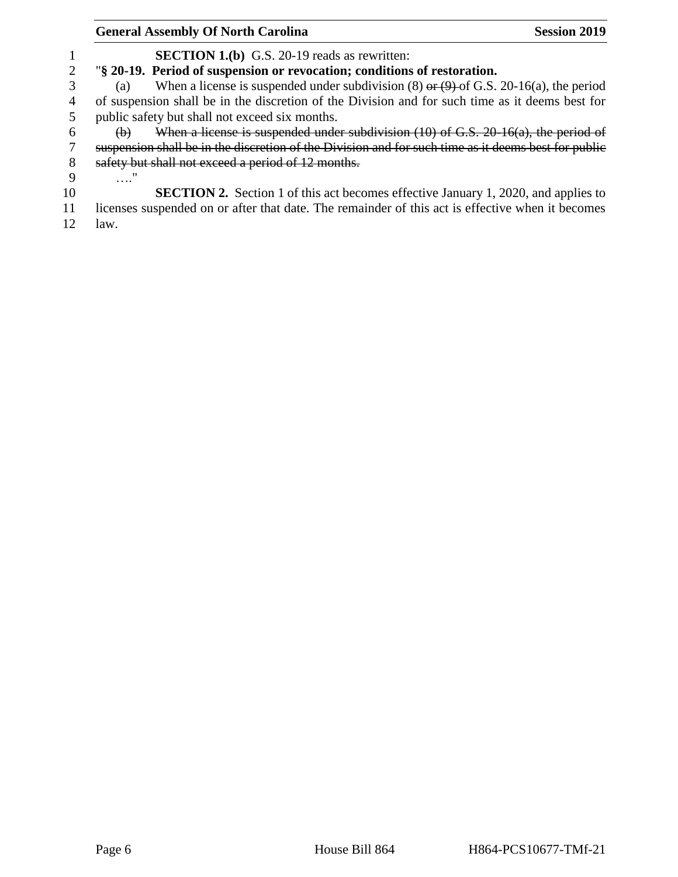**SECTION 1.(b)** G.S. 20-19 reads as rewritten:

"**§ 20-19. Period of suspension or revocation; conditions of restoration.**

(a) When a license is suspended under subdivision (8) ~~or (9)~~ of G.S. 20-16(a), the period of suspension shall be in the discretion of the Division and for such time as it deems best for public safety but shall not exceed six months.

~~(b) When a license is suspended under subdivision (10) of G.S. 20-16(a), the period of suspension shall be in the discretion of the Division and for such time as it deems best for public safety but shall not exceed a period of 12 months.~~

…."

**SECTION 2.** Section 1 of this act becomes effective January 1, 2020, and applies to licenses suspended on or after that date. The remainder of this act is effective when it becomes law.